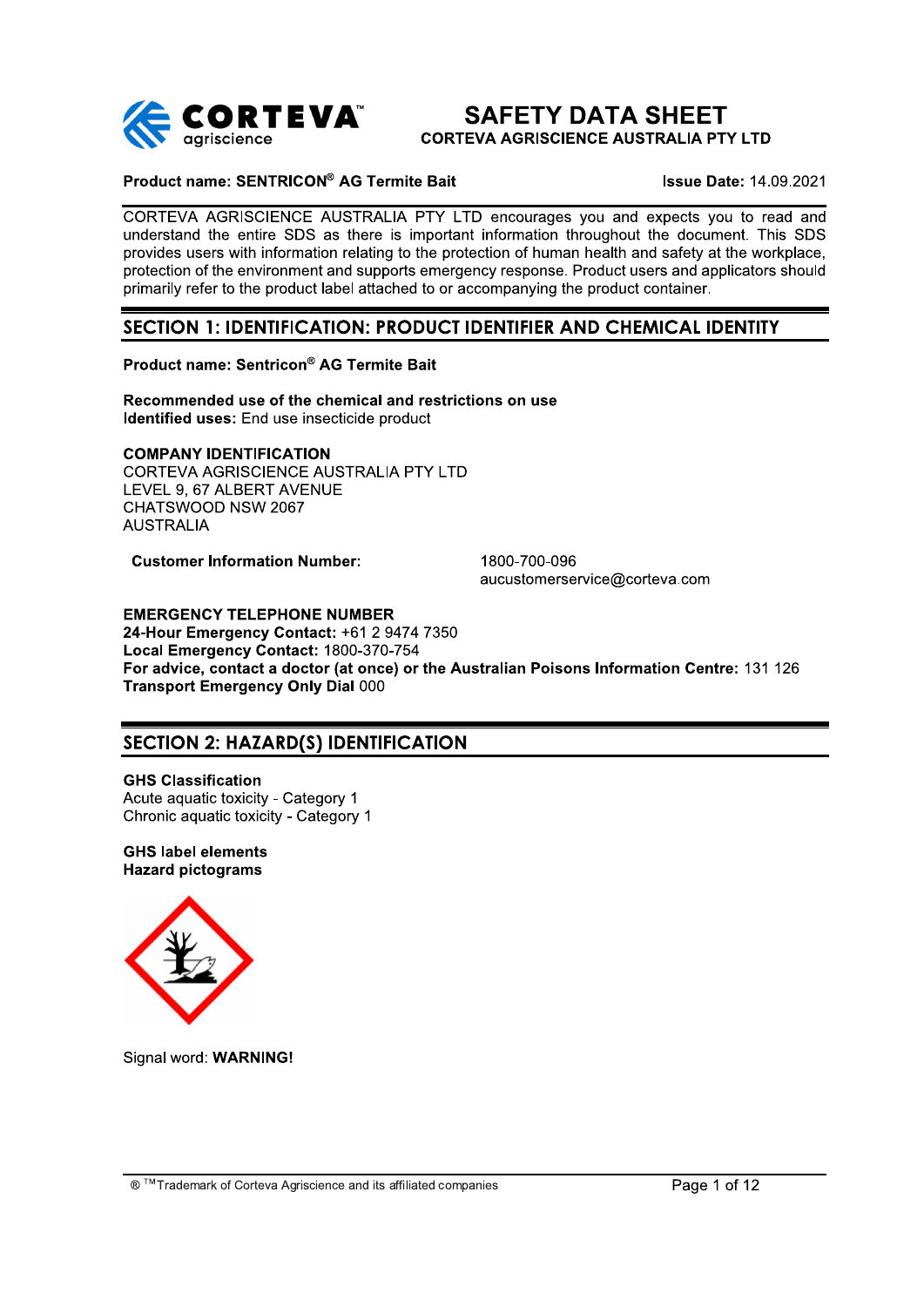# SAFETY DATA SHEET

**CORTEVA AGRISCIENCE AUSTRALIA PTY LTD**

**Product name: SENTRICON® AG Termite Bait** **Issue Date:** 14.09.2021

CORTEVA AGRISCIENCE AUSTRALIA PTY LTD encourages you and expects you to read and understand the entire SDS as there is important information throughout the document. This SDS provides users with information relating to the protection of human health and safety at the workplace, protection of the environment and supports emergency response. Product users and applicators should primarily refer to the product label attached to or accompanying the product container.

## SECTION 1: IDENTIFICATION: PRODUCT IDENTIFIER AND CHEMICAL IDENTITY

**Product name: Sentricon® AG Termite Bait**

**Recommended use of the chemical and restrictions on use**
**Identified uses:** End use insecticide product

**COMPANY IDENTIFICATION**
CORTEVA AGRISCIENCE AUSTRALIA PTY LTD
LEVEL 9, 67 ALBERT AVENUE
CHATSWOOD NSW 2067
AUSTRALIA

**Customer Information Number:** 1800-700-096
aucustomerservice@corteva.com

**EMERGENCY TELEPHONE NUMBER**
**24-Hour Emergency Contact:** +61 2 9474 7350
**Local Emergency Contact:** 1800-370-754
**For advice, contact a doctor (at once) or the Australian Poisons Information Centre:** 131 126
**Transport Emergency Only Dial** 000

## SECTION 2: HAZARD(S) IDENTIFICATION

**GHS Classification**
Acute aquatic toxicity - Category 1
Chronic aquatic toxicity - Category 1

**GHS label elements**
**Hazard pictograms**

Signal word: **WARNING!**

® ™Trademark of Corteva Agriscience and its affiliated companies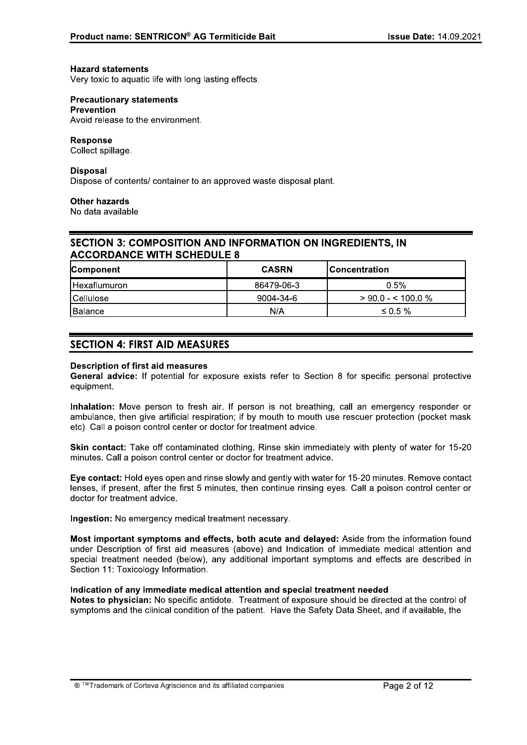**Hazard statements**
Very toxic to aquatic life with long lasting effects.

**Precautionary statements**
**Prevention**
Avoid release to the environment.

**Response**
Collect spillage.

**Disposal**
Dispose of contents/ container to an approved waste disposal plant.

**Other hazards**
No data available

## SECTION 3: COMPOSITION AND INFORMATION ON INGREDIENTS, IN ACCORDANCE WITH SCHEDULE 8

| Component | CASRN | Concentration |
|---|---|---|
| Hexaflumuron | 86479-06-3 | 0.5% |
| Cellulose | 9004-34-6 | > 90.0 - < 100.0 % |
| Balance | N/A | ≤ 0.5 % |

## SECTION 4: FIRST AID MEASURES

**Description of first aid measures**
**General advice:** If potential for exposure exists refer to Section 8 for specific personal protective equipment.

**Inhalation:** Move person to fresh air. If person is not breathing, call an emergency responder or ambulance, then give artificial respiration; if by mouth to mouth use rescuer protection (pocket mask etc). Call a poison control center or doctor for treatment advice.

**Skin contact:** Take off contaminated clothing. Rinse skin immediately with plenty of water for 15-20 minutes. Call a poison control center or doctor for treatment advice.

**Eye contact:** Hold eyes open and rinse slowly and gently with water for 15-20 minutes. Remove contact lenses, if present, after the first 5 minutes, then continue rinsing eyes. Call a poison control center or doctor for treatment advice.

**Ingestion:** No emergency medical treatment necessary.

**Most important symptoms and effects, both acute and delayed:** Aside from the information found under Description of first aid measures (above) and Indication of immediate medical attention and special treatment needed (below), any additional important symptoms and effects are described in Section 11: Toxicology Information.

**Indication of any immediate medical attention and special treatment needed**
**Notes to physician:** No specific antidote. Treatment of exposure should be directed at the control of symptoms and the clinical condition of the patient. Have the Safety Data Sheet, and if available, the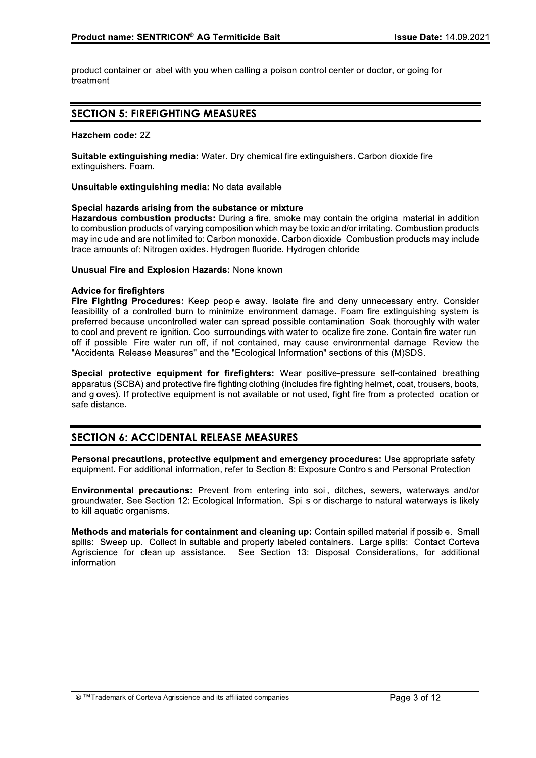product container or label with you when calling a poison control center or doctor, or going for treatment.

## SECTION 5: FIREFIGHTING MEASURES

**Hazchem code:** 2Z

**Suitable extinguishing media:** Water. Dry chemical fire extinguishers. Carbon dioxide fire extinguishers. Foam.

**Unsuitable extinguishing media:** No data available

**Special hazards arising from the substance or mixture**
**Hazardous combustion products:** During a fire, smoke may contain the original material in addition to combustion products of varying composition which may be toxic and/or irritating. Combustion products may include and are not limited to: Carbon monoxide. Carbon dioxide. Combustion products may include trace amounts of: Nitrogen oxides. Hydrogen fluoride. Hydrogen chloride.

**Unusual Fire and Explosion Hazards:** None known.

**Advice for firefighters**
**Fire Fighting Procedures:** Keep people away. Isolate fire and deny unnecessary entry. Consider feasibility of a controlled burn to minimize environment damage. Foam fire extinguishing system is preferred because uncontrolled water can spread possible contamination. Soak thoroughly with water to cool and prevent re-ignition. Cool surroundings with water to localize fire zone. Contain fire water run-off if possible. Fire water run-off, if not contained, may cause environmental damage. Review the "Accidental Release Measures" and the "Ecological Information" sections of this (M)SDS.

**Special protective equipment for firefighters:** Wear positive-pressure self-contained breathing apparatus (SCBA) and protective fire fighting clothing (includes fire fighting helmet, coat, trousers, boots, and gloves). If protective equipment is not available or not used, fight fire from a protected location or safe distance.

## SECTION 6: ACCIDENTAL RELEASE MEASURES

**Personal precautions, protective equipment and emergency procedures:** Use appropriate safety equipment. For additional information, refer to Section 8: Exposure Controls and Personal Protection.

**Environmental precautions:** Prevent from entering into soil, ditches, sewers, waterways and/or groundwater. See Section 12: Ecological Information. Spills or discharge to natural waterways is likely to kill aquatic organisms.

**Methods and materials for containment and cleaning up:** Contain spilled material if possible. Small spills: Sweep up. Collect in suitable and properly labeled containers. Large spills: Contact Corteva Agriscience for clean-up assistance. See Section 13: Disposal Considerations, for additional information.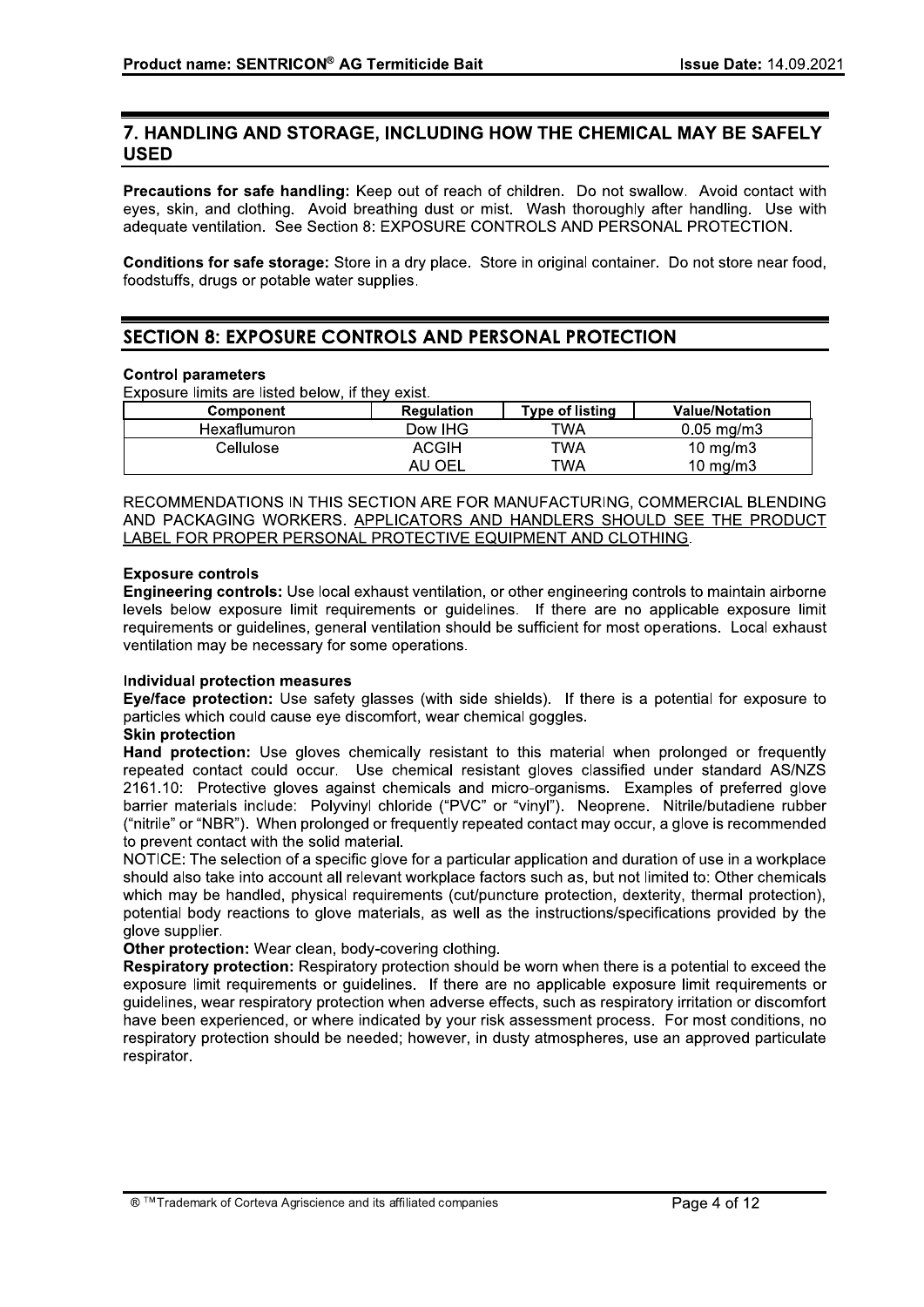## 7. HANDLING AND STORAGE, INCLUDING HOW THE CHEMICAL MAY BE SAFELY USED

**Precautions for safe handling:** Keep out of reach of children. Do not swallow. Avoid contact with eyes, skin, and clothing. Avoid breathing dust or mist. Wash thoroughly after handling. Use with adequate ventilation. See Section 8: EXPOSURE CONTROLS AND PERSONAL PROTECTION.

**Conditions for safe storage:** Store in a dry place. Store in original container. Do not store near food, foodstuffs, drugs or potable water supplies.

## SECTION 8: EXPOSURE CONTROLS AND PERSONAL PROTECTION

**Control parameters**

Exposure limits are listed below, if they exist.

| Component | Regulation | Type of listing | Value/Notation |
|---|---|---|---|
| Hexaflumuron | Dow IHG | TWA | 0.05 mg/m3 |
| Cellulose | ACGIH | TWA | 10 mg/m3 |
| | AU OEL | TWA | 10 mg/m3 |

RECOMMENDATIONS IN THIS SECTION ARE FOR MANUFACTURING, COMMERCIAL BLENDING AND PACKAGING WORKERS. APPLICATORS AND HANDLERS SHOULD SEE THE PRODUCT LABEL FOR PROPER PERSONAL PROTECTIVE EQUIPMENT AND CLOTHING.

**Exposure controls**

**Engineering controls:** Use local exhaust ventilation, or other engineering controls to maintain airborne levels below exposure limit requirements or guidelines. If there are no applicable exposure limit requirements or guidelines, general ventilation should be sufficient for most operations. Local exhaust ventilation may be necessary for some operations.

**Individual protection measures**

**Eye/face protection:** Use safety glasses (with side shields). If there is a potential for exposure to particles which could cause eye discomfort, wear chemical goggles.

**Skin protection**

**Hand protection:** Use gloves chemically resistant to this material when prolonged or frequently repeated contact could occur. Use chemical resistant gloves classified under standard AS/NZS 2161.10: Protective gloves against chemicals and micro-organisms. Examples of preferred glove barrier materials include: Polyvinyl chloride ("PVC" or "vinyl"). Neoprene. Nitrile/butadiene rubber ("nitrile" or "NBR"). When prolonged or frequently repeated contact may occur, a glove is recommended to prevent contact with the solid material.

NOTICE: The selection of a specific glove for a particular application and duration of use in a workplace should also take into account all relevant workplace factors such as, but not limited to: Other chemicals which may be handled, physical requirements (cut/puncture protection, dexterity, thermal protection), potential body reactions to glove materials, as well as the instructions/specifications provided by the glove supplier.

**Other protection:** Wear clean, body-covering clothing.

**Respiratory protection:** Respiratory protection should be worn when there is a potential to exceed the exposure limit requirements or guidelines. If there are no applicable exposure limit requirements or guidelines, wear respiratory protection when adverse effects, such as respiratory irritation or discomfort have been experienced, or where indicated by your risk assessment process. For most conditions, no respiratory protection should be needed; however, in dusty atmospheres, use an approved particulate respirator.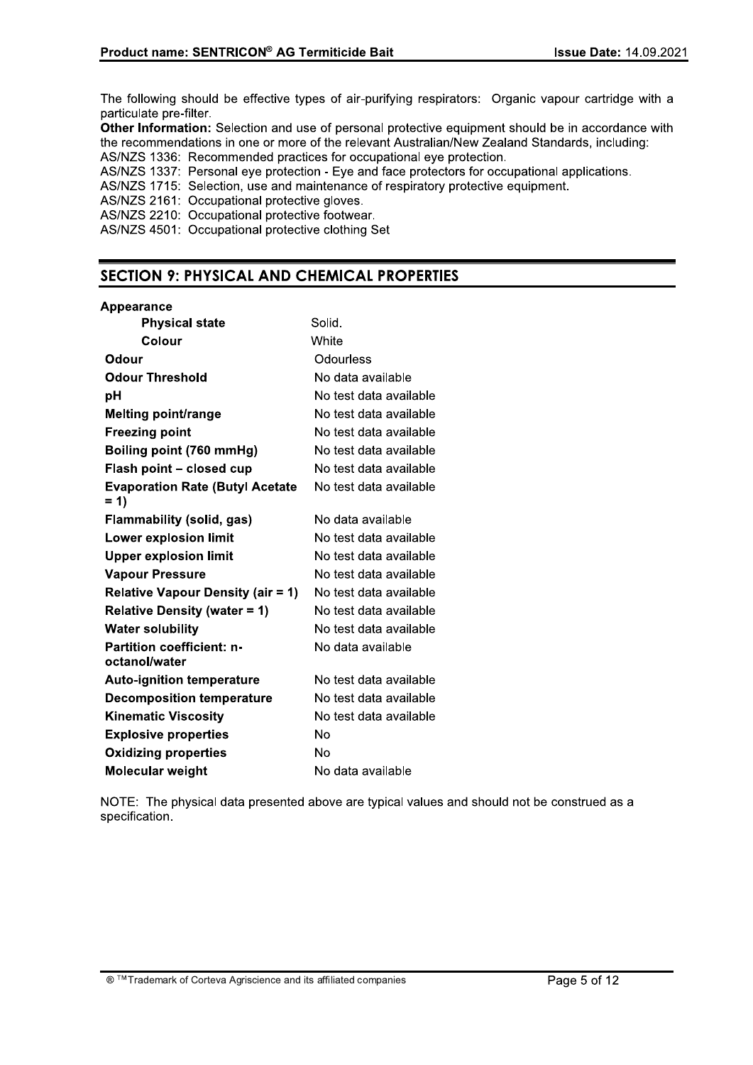The following should be effective types of air-purifying respirators: Organic vapour cartridge with a particulate pre-filter.

**Other Information:** Selection and use of personal protective equipment should be in accordance with the recommendations in one or more of the relevant Australian/New Zealand Standards, including:

AS/NZS 1336: Recommended practices for occupational eye protection.
AS/NZS 1337: Personal eye protection - Eye and face protectors for occupational applications.
AS/NZS 1715: Selection, use and maintenance of respiratory protective equipment.
AS/NZS 2161: Occupational protective gloves.
AS/NZS 2210: Occupational protective footwear.
AS/NZS 4501: Occupational protective clothing Set

## SECTION 9: PHYSICAL AND CHEMICAL PROPERTIES

| Property | Value |
|---|---|
| **Appearance** | |
| **Physical state** | Solid. |
| **Colour** | White |
| **Odour** | Odourless |
| **Odour Threshold** | No data available |
| **pH** | No test data available |
| **Melting point/range** | No test data available |
| **Freezing point** | No test data available |
| **Boiling point (760 mmHg)** | No test data available |
| **Flash point – closed cup** | No test data available |
| **Evaporation Rate (Butyl Acetate = 1)** | No test data available |
| **Flammability (solid, gas)** | No data available |
| **Lower explosion limit** | No test data available |
| **Upper explosion limit** | No test data available |
| **Vapour Pressure** | No test data available |
| **Relative Vapour Density (air = 1)** | No test data available |
| **Relative Density (water = 1)** | No test data available |
| **Water solubility** | No test data available |
| **Partition coefficient: n-octanol/water** | No data available |
| **Auto-ignition temperature** | No test data available |
| **Decomposition temperature** | No test data available |
| **Kinematic Viscosity** | No test data available |
| **Explosive properties** | No |
| **Oxidizing properties** | No |
| **Molecular weight** | No data available |

NOTE: The physical data presented above are typical values and should not be construed as a specification.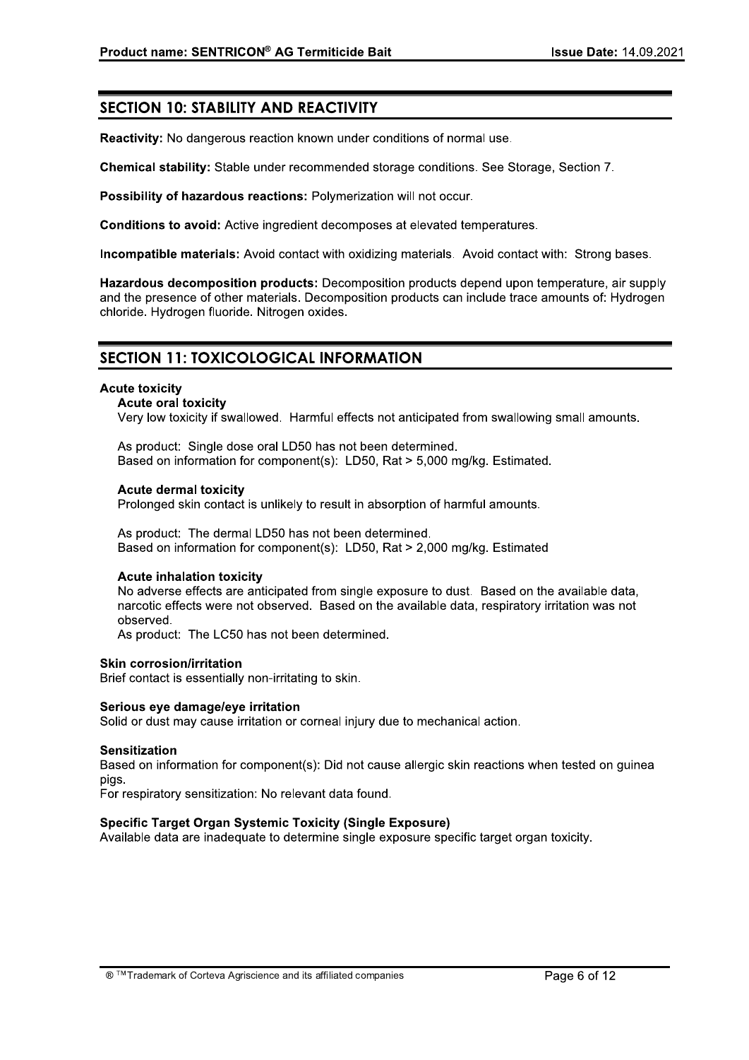## SECTION 10: STABILITY AND REACTIVITY

**Reactivity:** No dangerous reaction known under conditions of normal use.

**Chemical stability:** Stable under recommended storage conditions. See Storage, Section 7.

**Possibility of hazardous reactions:** Polymerization will not occur.

**Conditions to avoid:** Active ingredient decomposes at elevated temperatures.

**Incompatible materials:** Avoid contact with oxidizing materials. Avoid contact with: Strong bases.

**Hazardous decomposition products:** Decomposition products depend upon temperature, air supply and the presence of other materials. Decomposition products can include trace amounts of: Hydrogen chloride. Hydrogen fluoride. Nitrogen oxides.

## SECTION 11: TOXICOLOGICAL INFORMATION

### Acute toxicity

**Acute oral toxicity**

Very low toxicity if swallowed. Harmful effects not anticipated from swallowing small amounts.

As product: Single dose oral LD50 has not been determined.
Based on information for component(s): LD50, Rat > 5,000 mg/kg. Estimated.

**Acute dermal toxicity**

Prolonged skin contact is unlikely to result in absorption of harmful amounts.

As product: The dermal LD50 has not been determined.
Based on information for component(s): LD50, Rat > 2,000 mg/kg. Estimated

**Acute inhalation toxicity**

No adverse effects are anticipated from single exposure to dust. Based on the available data, narcotic effects were not observed. Based on the available data, respiratory irritation was not observed.
As product: The LC50 has not been determined.

### Skin corrosion/irritation

Brief contact is essentially non-irritating to skin.

### Serious eye damage/eye irritation

Solid or dust may cause irritation or corneal injury due to mechanical action.

### Sensitization

Based on information for component(s): Did not cause allergic skin reactions when tested on guinea pigs.
For respiratory sensitization: No relevant data found.

### Specific Target Organ Systemic Toxicity (Single Exposure)

Available data are inadequate to determine single exposure specific target organ toxicity.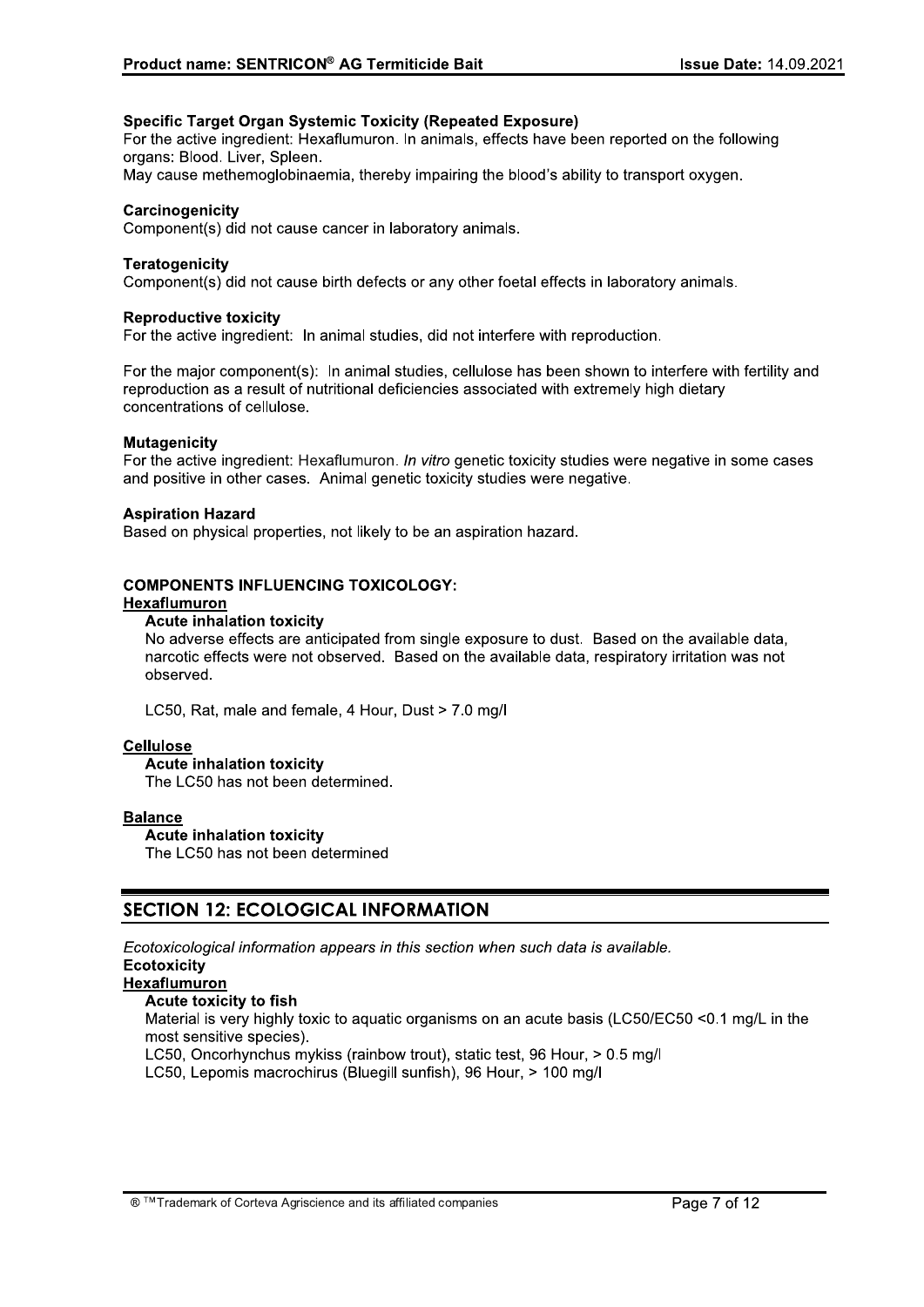**Specific Target Organ Systemic Toxicity (Repeated Exposure)**
For the active ingredient: Hexaflumuron. In animals, effects have been reported on the following organs: Blood. Liver, Spleen.
May cause methemoglobinaemia, thereby impairing the blood's ability to transport oxygen.

**Carcinogenicity**
Component(s) did not cause cancer in laboratory animals.

**Teratogenicity**
Component(s) did not cause birth defects or any other foetal effects in laboratory animals.

**Reproductive toxicity**
For the active ingredient: In animal studies, did not interfere with reproduction.

For the major component(s): In animal studies, cellulose has been shown to interfere with fertility and reproduction as a result of nutritional deficiencies associated with extremely high dietary concentrations of cellulose.

**Mutagenicity**
For the active ingredient: Hexaflumuron. *In vitro* genetic toxicity studies were negative in some cases and positive in other cases. Animal genetic toxicity studies were negative.

**Aspiration Hazard**
Based on physical properties, not likely to be an aspiration hazard.

**COMPONENTS INFLUENCING TOXICOLOGY:**

**Hexaflumuron**

**Acute inhalation toxicity**
No adverse effects are anticipated from single exposure to dust. Based on the available data, narcotic effects were not observed. Based on the available data, respiratory irritation was not observed.

LC50, Rat, male and female, 4 Hour, Dust > 7.0 mg/l

**Cellulose**

**Acute inhalation toxicity**
The LC50 has not been determined.

**Balance**

**Acute inhalation toxicity**
The LC50 has not been determined

## SECTION 12: ECOLOGICAL INFORMATION

*Ecotoxicological information appears in this section when such data is available.*

**Ecotoxicity**

**Hexaflumuron**

**Acute toxicity to fish**
Material is very highly toxic to aquatic organisms on an acute basis (LC50/EC50 <0.1 mg/L in the most sensitive species).
LC50, Oncorhynchus mykiss (rainbow trout), static test, 96 Hour, > 0.5 mg/l
LC50, Lepomis macrochirus (Bluegill sunfish), 96 Hour, > 100 mg/l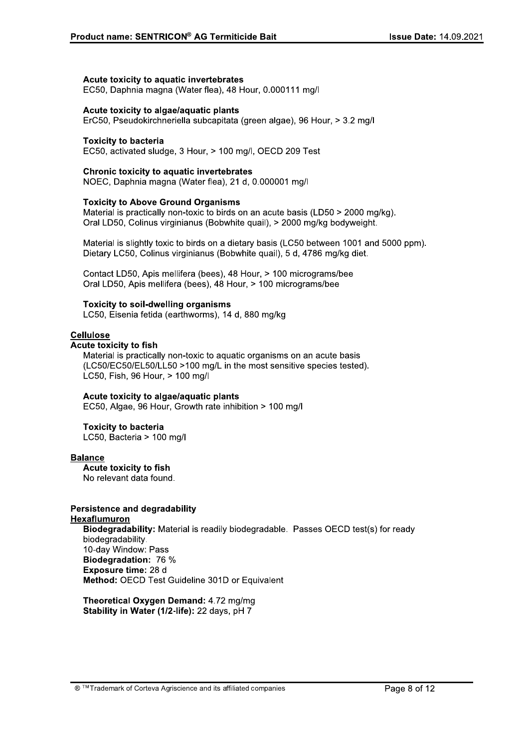**Acute toxicity to aquatic invertebrates**
EC50, Daphnia magna (Water flea), 48 Hour, 0.000111 mg/l

**Acute toxicity to algae/aquatic plants**
ErC50, Pseudokirchneriella subcapitata (green algae), 96 Hour, > 3.2 mg/l

**Toxicity to bacteria**
EC50, activated sludge, 3 Hour, > 100 mg/l, OECD 209 Test

**Chronic toxicity to aquatic invertebrates**
NOEC, Daphnia magna (Water flea), 21 d, 0.000001 mg/l

**Toxicity to Above Ground Organisms**
Material is practically non-toxic to birds on an acute basis (LD50 > 2000 mg/kg).
Oral LD50, Colinus virginianus (Bobwhite quail), > 2000 mg/kg bodyweight.

Material is slightly toxic to birds on a dietary basis (LC50 between 1001 and 5000 ppm).
Dietary LC50, Colinus virginianus (Bobwhite quail), 5 d, 4786 mg/kg diet.

Contact LD50, Apis mellifera (bees), 48 Hour, > 100 micrograms/bee
Oral LD50, Apis mellifera (bees), 48 Hour, > 100 micrograms/bee

**Toxicity to soil-dwelling organisms**
LC50, Eisenia fetida (earthworms), 14 d, 880 mg/kg

**Cellulose**

**Acute toxicity to fish**
Material is practically non-toxic to aquatic organisms on an acute basis (LC50/EC50/EL50/LL50 >100 mg/L in the most sensitive species tested).
LC50, Fish, 96 Hour, > 100 mg/l

**Acute toxicity to algae/aquatic plants**
EC50, Algae, 96 Hour, Growth rate inhibition > 100 mg/l

**Toxicity to bacteria**
LC50, Bacteria > 100 mg/l

**Balance**

**Acute toxicity to fish**
No relevant data found.

**Persistence and degradability**

**Hexaflumuron**

**Biodegradability:** Material is readily biodegradable. Passes OECD test(s) for ready biodegradability.
10-day Window: Pass
**Biodegradation:** 76 %
**Exposure time:** 28 d
**Method:** OECD Test Guideline 301D or Equivalent

**Theoretical Oxygen Demand:** 4.72 mg/mg
**Stability in Water (1/2-life):** 22 days, pH 7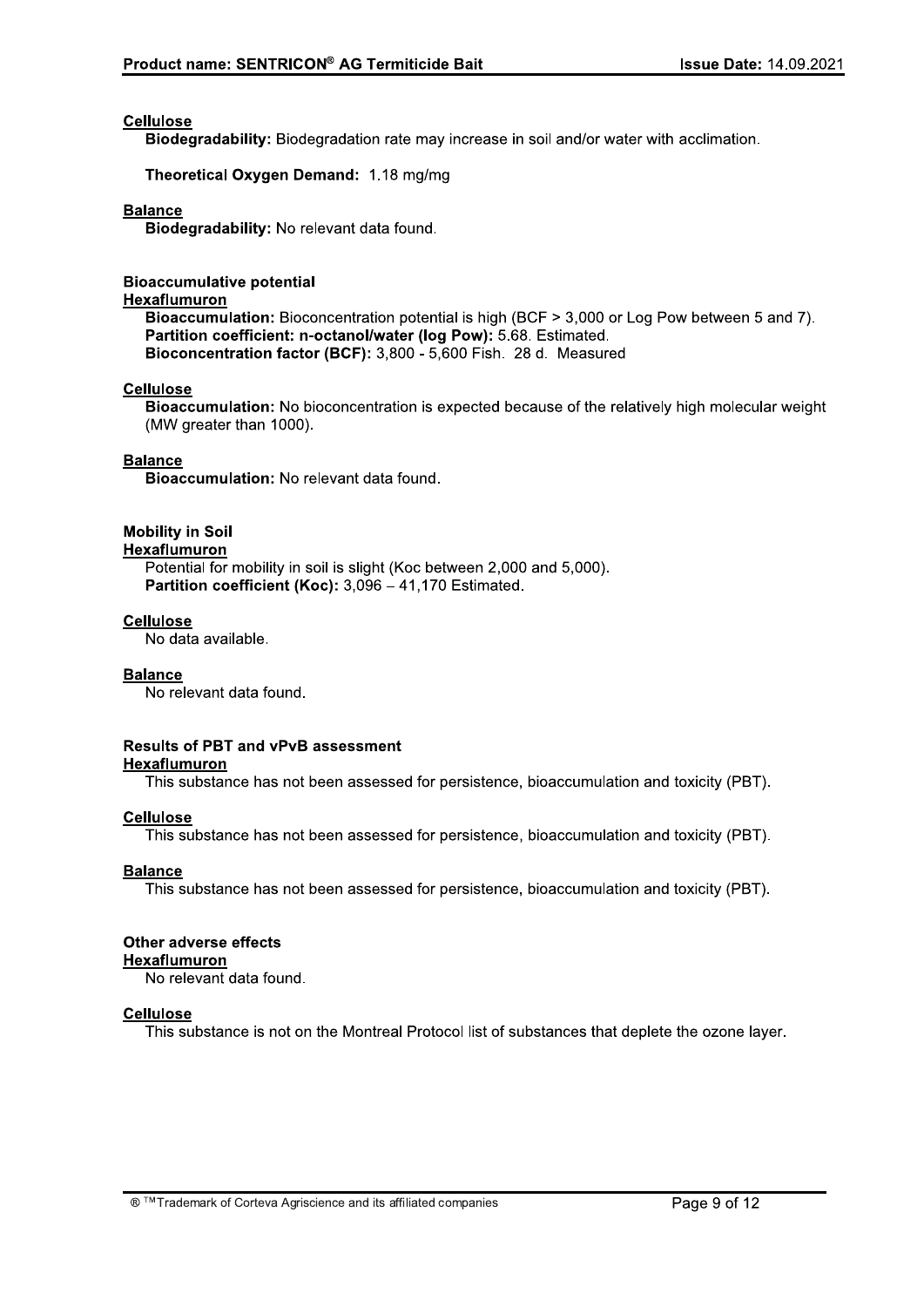**Cellulose**

**Biodegradability:** Biodegradation rate may increase in soil and/or water with acclimation.

**Theoretical Oxygen Demand:** 1.18 mg/mg

**Balance**

**Biodegradability:** No relevant data found.

### Bioaccumulative potential

**Hexaflumuron**

**Bioaccumulation:** Bioconcentration potential is high (BCF > 3,000 or Log Pow between 5 and 7).
**Partition coefficient: n-octanol/water (log Pow):** 5.68. Estimated.
**Bioconcentration factor (BCF):** 3,800 - 5,600 Fish. 28 d. Measured

**Cellulose**

**Bioaccumulation:** No bioconcentration is expected because of the relatively high molecular weight (MW greater than 1000).

**Balance**

**Bioaccumulation:** No relevant data found.

### Mobility in Soil

**Hexaflumuron**

Potential for mobility in soil is slight (Koc between 2,000 and 5,000).
**Partition coefficient (Koc):** 3,096 – 41,170 Estimated.

**Cellulose**

No data available.

**Balance**

No relevant data found.

### Results of PBT and vPvB assessment

**Hexaflumuron**

This substance has not been assessed for persistence, bioaccumulation and toxicity (PBT).

**Cellulose**

This substance has not been assessed for persistence, bioaccumulation and toxicity (PBT).

**Balance**

This substance has not been assessed for persistence, bioaccumulation and toxicity (PBT).

### Other adverse effects

**Hexaflumuron**

No relevant data found.

**Cellulose**

This substance is not on the Montreal Protocol list of substances that deplete the ozone layer.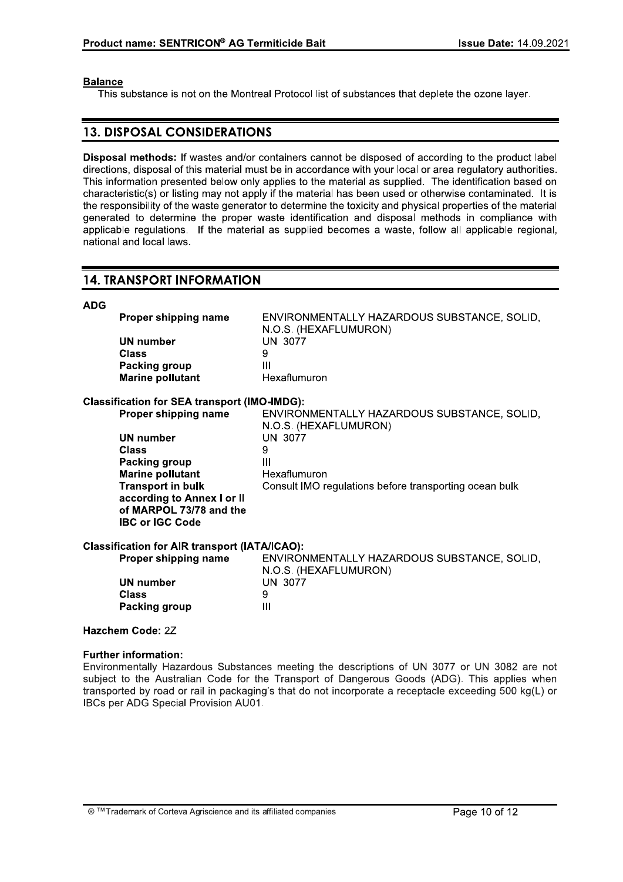**Balance**

This substance is not on the Montreal Protocol list of substances that deplete the ozone layer.

## 13. DISPOSAL CONSIDERATIONS

**Disposal methods:** If wastes and/or containers cannot be disposed of according to the product label directions, disposal of this material must be in accordance with your local or area regulatory authorities. This information presented below only applies to the material as supplied. The identification based on characteristic(s) or listing may not apply if the material has been used or otherwise contaminated. It is the responsibility of the waste generator to determine the toxicity and physical properties of the material generated to determine the proper waste identification and disposal methods in compliance with applicable regulations. If the material as supplied becomes a waste, follow all applicable regional, national and local laws.

## 14. TRANSPORT INFORMATION

**ADG**

| | |
|---|---|
| **Proper shipping name** | ENVIRONMENTALLY HAZARDOUS SUBSTANCE, SOLID, N.O.S. (HEXAFLUMURON) |
| **UN number** | UN 3077 |
| **Class** | 9 |
| **Packing group** | III |
| **Marine pollutant** | Hexaflumuron |

**Classification for SEA transport (IMO-IMDG):**

| | |
|---|---|
| **Proper shipping name** | ENVIRONMENTALLY HAZARDOUS SUBSTANCE, SOLID, N.O.S. (HEXAFLUMURON) |
| **UN number** | UN 3077 |
| **Class** | 9 |
| **Packing group** | III |
| **Marine pollutant** | Hexaflumuron |
| **Transport in bulk according to Annex I or II of MARPOL 73/78 and the IBC or IGC Code** | Consult IMO regulations before transporting ocean bulk |

**Classification for AIR transport (IATA/ICAO):**

| | |
|---|---|
| **Proper shipping name** | ENVIRONMENTALLY HAZARDOUS SUBSTANCE, SOLID, N.O.S. (HEXAFLUMURON) |
| **UN number** | UN 3077 |
| **Class** | 9 |
| **Packing group** | III |

**Hazchem Code:** 2Z

**Further information:**

Environmentally Hazardous Substances meeting the descriptions of UN 3077 or UN 3082 are not subject to the Australian Code for the Transport of Dangerous Goods (ADG). This applies when transported by road or rail in packaging's that do not incorporate a receptacle exceeding 500 kg(L) or IBCs per ADG Special Provision AU01.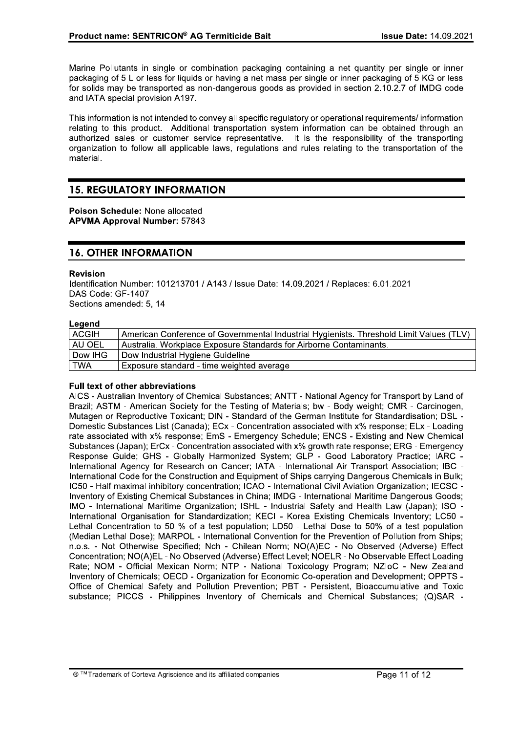Marine Pollutants in single or combination packaging containing a net quantity per single or inner packaging of 5 L or less for liquids or having a net mass per single or inner packaging of 5 KG or less for solids may be transported as non-dangerous goods as provided in section 2.10.2.7 of IMDG code and IATA special provision A197.

This information is not intended to convey all specific regulatory or operational requirements/ information relating to this product. Additional transportation system information can be obtained through an authorized sales or customer service representative. It is the responsibility of the transporting organization to follow all applicable laws, regulations and rules relating to the transportation of the material.

## 15. REGULATORY INFORMATION

**Poison Schedule:** None allocated
**APVMA Approval Number:** 57843

## 16. OTHER INFORMATION

**Revision**
Identification Number: 101213701 / A143 / Issue Date: 14.09.2021 / Replaces: 6.01.2021
DAS Code: GF-1407
Sections amended: 5, 14

**Legend**

| | |
|---|---|
| ACGIH | American Conference of Governmental Industrial Hygienists. Threshold Limit Values (TLV) |
| AU OEL | Australia. Workplace Exposure Standards for Airborne Contaminants. |
| Dow IHG | Dow Industrial Hygiene Guideline |
| TWA | Exposure standard - time weighted average |

**Full text of other abbreviations**
AICS - Australian Inventory of Chemical Substances; ANTT - National Agency for Transport by Land of Brazil; ASTM - American Society for the Testing of Materials; bw - Body weight; CMR - Carcinogen, Mutagen or Reproductive Toxicant; DIN - Standard of the German Institute for Standardisation; DSL - Domestic Substances List (Canada); ECx - Concentration associated with x% response; ELx - Loading rate associated with x% response; EmS - Emergency Schedule; ENCS - Existing and New Chemical Substances (Japan); ErCx - Concentration associated with x% growth rate response; ERG - Emergency Response Guide; GHS - Globally Harmonized System; GLP - Good Laboratory Practice; IARC - International Agency for Research on Cancer; IATA - International Air Transport Association; IBC - International Code for the Construction and Equipment of Ships carrying Dangerous Chemicals in Bulk; IC50 - Half maximal inhibitory concentration; ICAO - International Civil Aviation Organization; IECSC - Inventory of Existing Chemical Substances in China; IMDG - International Maritime Dangerous Goods; IMO - International Maritime Organization; ISHL - Industrial Safety and Health Law (Japan); ISO - International Organisation for Standardization; KECI - Korea Existing Chemicals Inventory; LC50 - Lethal Concentration to 50 % of a test population; LD50 - Lethal Dose to 50% of a test population (Median Lethal Dose); MARPOL - International Convention for the Prevention of Pollution from Ships; n.o.s. - Not Otherwise Specified; Nch - Chilean Norm; NO(A)EC - No Observed (Adverse) Effect Concentration; NO(A)EL - No Observed (Adverse) Effect Level; NOELR - No Observable Effect Loading Rate; NOM - Official Mexican Norm; NTP - National Toxicology Program; NZIoC - New Zealand Inventory of Chemicals; OECD - Organization for Economic Co-operation and Development; OPPTS - Office of Chemical Safety and Pollution Prevention; PBT - Persistent, Bioaccumulative and Toxic substance; PICCS - Philippines Inventory of Chemicals and Chemical Substances; (Q)SAR -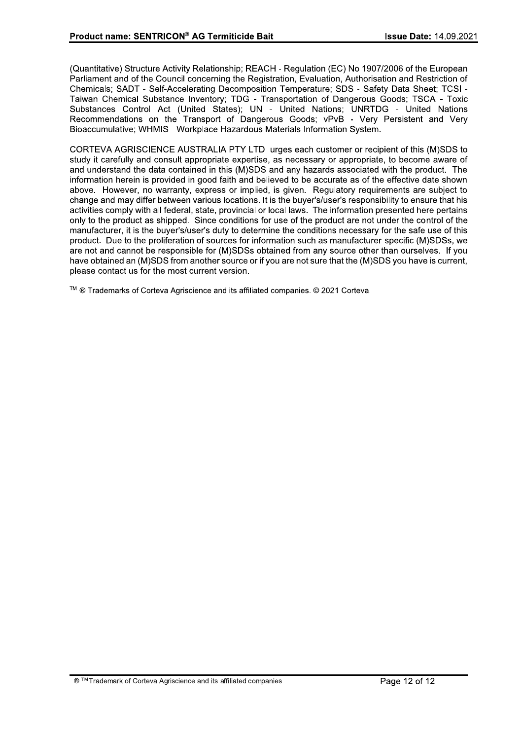(Quantitative) Structure Activity Relationship; REACH - Regulation (EC) No 1907/2006 of the European Parliament and of the Council concerning the Registration, Evaluation, Authorisation and Restriction of Chemicals; SADT - Self-Accelerating Decomposition Temperature; SDS - Safety Data Sheet; TCSI - Taiwan Chemical Substance Inventory; TDG - Transportation of Dangerous Goods; TSCA - Toxic Substances Control Act (United States); UN - United Nations; UNRTDG - United Nations Recommendations on the Transport of Dangerous Goods; vPvB - Very Persistent and Very Bioaccumulative; WHMIS - Workplace Hazardous Materials Information System.

CORTEVA AGRISCIENCE AUSTRALIA PTY LTD urges each customer or recipient of this (M)SDS to study it carefully and consult appropriate expertise, as necessary or appropriate, to become aware of and understand the data contained in this (M)SDS and any hazards associated with the product. The information herein is provided in good faith and believed to be accurate as of the effective date shown above. However, no warranty, express or implied, is given. Regulatory requirements are subject to change and may differ between various locations. It is the buyer's/user's responsibility to ensure that his activities comply with all federal, state, provincial or local laws. The information presented here pertains only to the product as shipped. Since conditions for use of the product are not under the control of the manufacturer, it is the buyer's/user's duty to determine the conditions necessary for the safe use of this product. Due to the proliferation of sources for information such as manufacturer-specific (M)SDSs, we are not and cannot be responsible for (M)SDSs obtained from any source other than ourselves. If you have obtained an (M)SDS from another source or if you are not sure that the (M)SDS you have is current, please contact us for the most current version.

™ ® Trademarks of Corteva Agriscience and its affiliated companies. © 2021 Corteva.